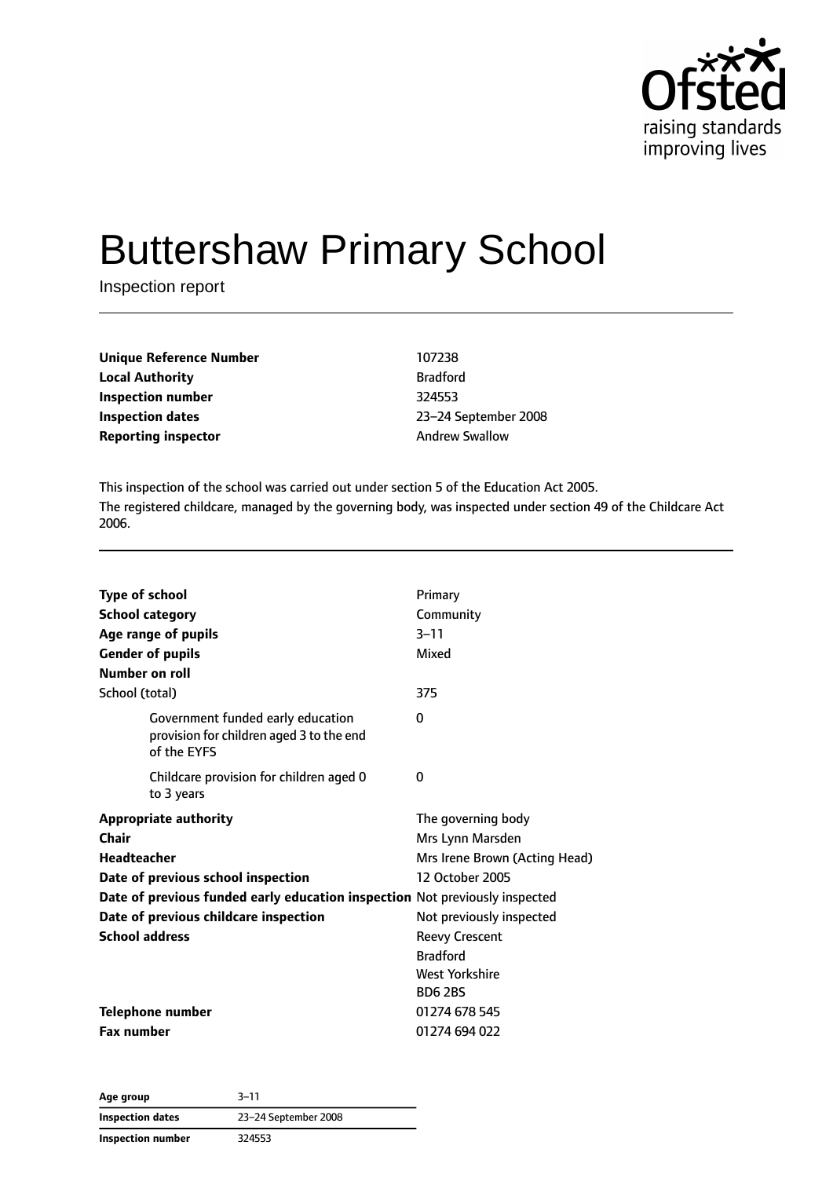# Buttershaw Primary School

Inspection report

| | |
|---|---|
| **Unique Reference Number** | 107238 |
| **Local Authority** | Bradford |
| **Inspection number** | 324553 |
| **Inspection dates** | 23–24 September 2008 |
| **Reporting inspector** | Andrew Swallow |

This inspection of the school was carried out under section 5 of the Education Act 2005.

The registered childcare, managed by the governing body, was inspected under section 49 of the Childcare Act 2006.

| | |
|---|---|
| **Type of school** | Primary |
| **School category** | Community |
| **Age range of pupils** | 3–11 |
| **Gender of pupils** | Mixed |
| **Number on roll** | |
| School (total) | 375 |
| Government funded early education provision for children aged 3 to the end of the EYFS | 0 |
| Childcare provision for children aged 0 to 3 years | 0 |
| **Appropriate authority** | The governing body |
| **Chair** | Mrs Lynn Marsden |
| **Headteacher** | Mrs Irene Brown (Acting Head) |
| **Date of previous school inspection** | 12 October 2005 |
| **Date of previous funded early education inspection** | Not previously inspected |
| **Date of previous childcare inspection** | Not previously inspected |
| **School address** | Reevy Crescent<br>Bradford<br>West Yorkshire<br>BD6 2BS |
| **Telephone number** | 01274 678 545 |
| **Fax number** | 01274 694 022 |

| | |
|---|---|
| **Age group** | 3–11 |
| **Inspection dates** | 23–24 September 2008 |
| **Inspection number** | 324553 |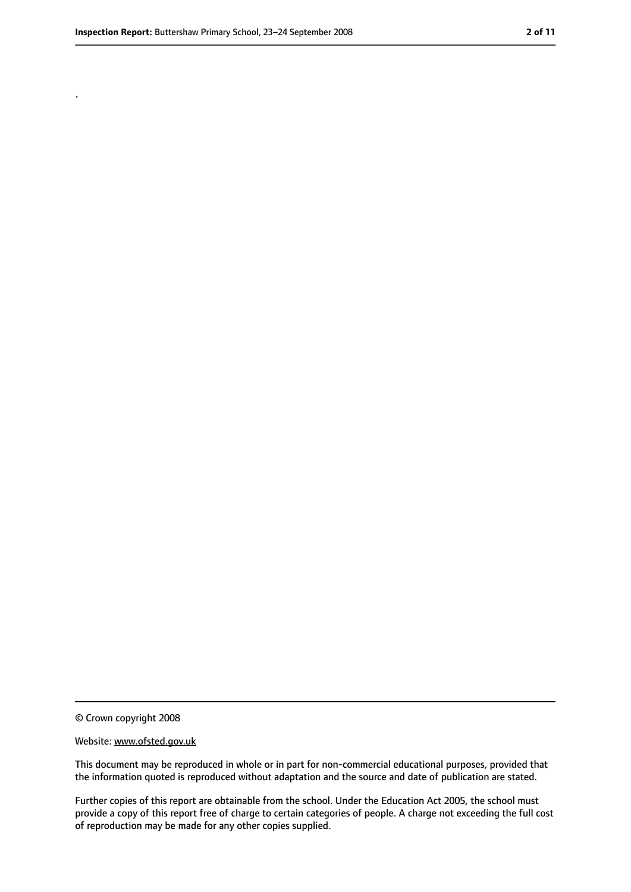.

© Crown copyright 2008

Website: www.ofsted.gov.uk

This document may be reproduced in whole or in part for non-commercial educational purposes, provided that the information quoted is reproduced without adaptation and the source and date of publication are stated.

Further copies of this report are obtainable from the school. Under the Education Act 2005, the school must provide a copy of this report free of charge to certain categories of people. A charge not exceeding the full cost of reproduction may be made for any other copies supplied.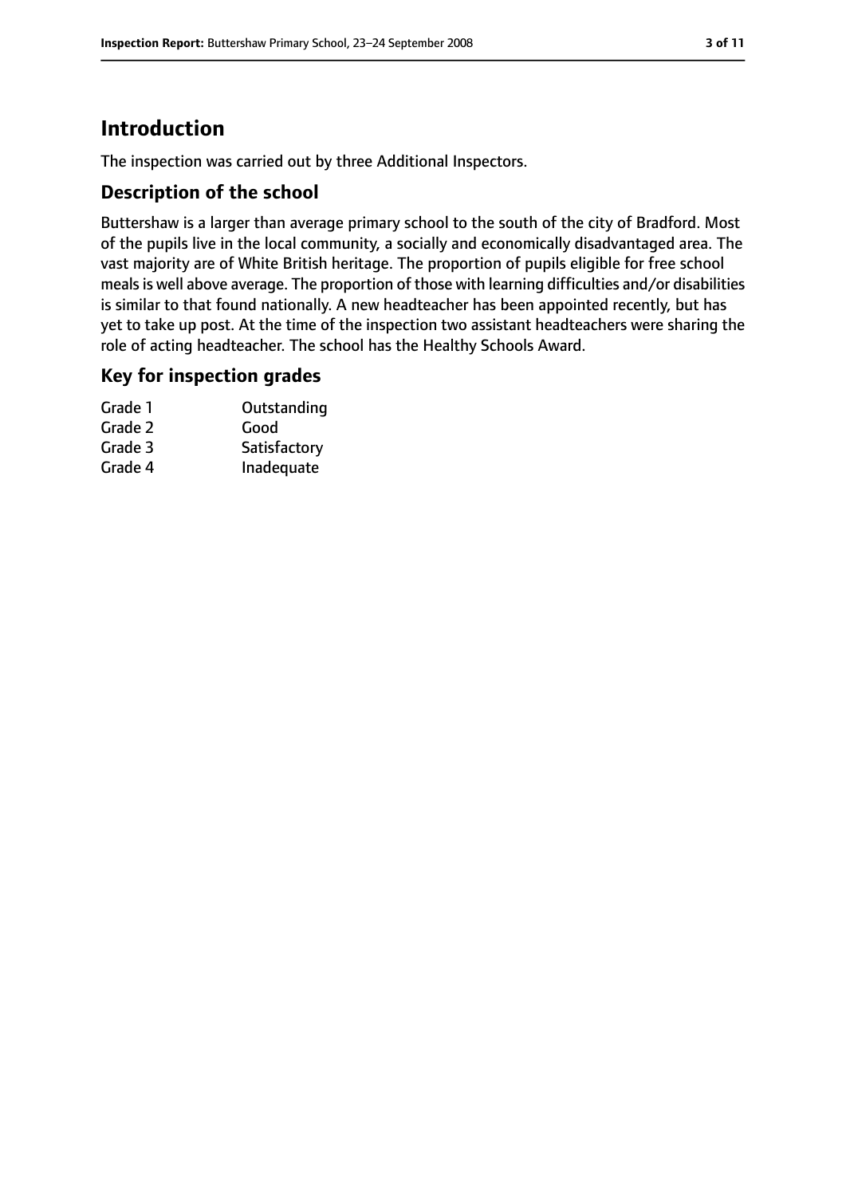# Introduction

The inspection was carried out by three Additional Inspectors.

## Description of the school

Buttershaw is a larger than average primary school to the south of the city of Bradford. Most of the pupils live in the local community, a socially and economically disadvantaged area. The vast majority are of White British heritage. The proportion of pupils eligible for free school meals is well above average. The proportion of those with learning difficulties and/or disabilities is similar to that found nationally. A new headteacher has been appointed recently, but has yet to take up post. At the time of the inspection two assistant headteachers were sharing the role of acting headteacher. The school has the Healthy Schools Award.

## Key for inspection grades

| | |
|---|---|
| Grade 1 | Outstanding |
| Grade 2 | Good |
| Grade 3 | Satisfactory |
| Grade 4 | Inadequate |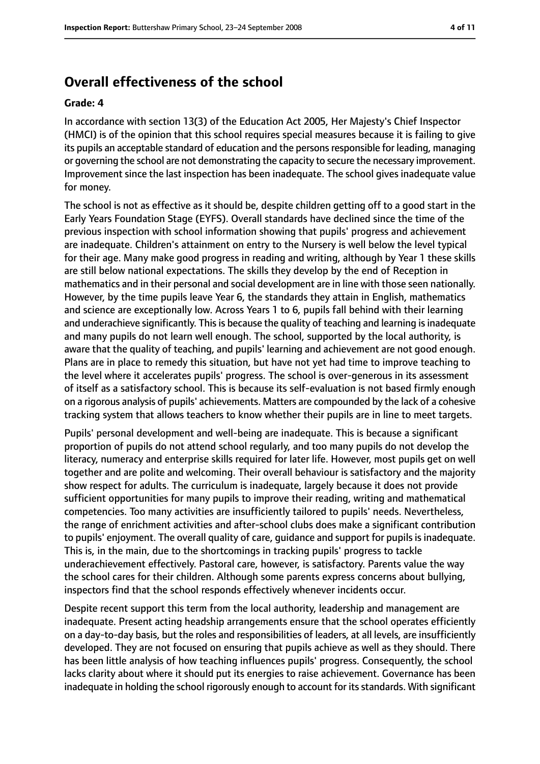## Overall effectiveness of the school

### Grade: 4

In accordance with section 13(3) of the Education Act 2005, Her Majesty's Chief Inspector (HMCI) is of the opinion that this school requires special measures because it is failing to give its pupils an acceptable standard of education and the persons responsible for leading, managing or governing the school are not demonstrating the capacity to secure the necessary improvement. Improvement since the last inspection has been inadequate. The school gives inadequate value for money.

The school is not as effective as it should be, despite children getting off to a good start in the Early Years Foundation Stage (EYFS). Overall standards have declined since the time of the previous inspection with school information showing that pupils' progress and achievement are inadequate. Children's attainment on entry to the Nursery is well below the level typical for their age. Many make good progress in reading and writing, although by Year 1 these skills are still below national expectations. The skills they develop by the end of Reception in mathematics and in their personal and social development are in line with those seen nationally. However, by the time pupils leave Year 6, the standards they attain in English, mathematics and science are exceptionally low. Across Years 1 to 6, pupils fall behind with their learning and underachieve significantly. This is because the quality of teaching and learning is inadequate and many pupils do not learn well enough. The school, supported by the local authority, is aware that the quality of teaching, and pupils' learning and achievement are not good enough. Plans are in place to remedy this situation, but have not yet had time to improve teaching to the level where it accelerates pupils' progress. The school is over-generous in its assessment of itself as a satisfactory school. This is because its self-evaluation is not based firmly enough on a rigorous analysis of pupils' achievements. Matters are compounded by the lack of a cohesive tracking system that allows teachers to know whether their pupils are in line to meet targets.

Pupils' personal development and well-being are inadequate. This is because a significant proportion of pupils do not attend school regularly, and too many pupils do not develop the literacy, numeracy and enterprise skills required for later life. However, most pupils get on well together and are polite and welcoming. Their overall behaviour is satisfactory and the majority show respect for adults. The curriculum is inadequate, largely because it does not provide sufficient opportunities for many pupils to improve their reading, writing and mathematical competencies. Too many activities are insufficiently tailored to pupils' needs. Nevertheless, the range of enrichment activities and after-school clubs does make a significant contribution to pupils' enjoyment. The overall quality of care, guidance and support for pupils is inadequate. This is, in the main, due to the shortcomings in tracking pupils' progress to tackle underachievement effectively. Pastoral care, however, is satisfactory. Parents value the way the school cares for their children. Although some parents express concerns about bullying, inspectors find that the school responds effectively whenever incidents occur.

Despite recent support this term from the local authority, leadership and management are inadequate. Present acting headship arrangements ensure that the school operates efficiently on a day-to-day basis, but the roles and responsibilities of leaders, at all levels, are insufficiently developed. They are not focused on ensuring that pupils achieve as well as they should. There has been little analysis of how teaching influences pupils' progress. Consequently, the school lacks clarity about where it should put its energies to raise achievement. Governance has been inadequate in holding the school rigorously enough to account for its standards. With significant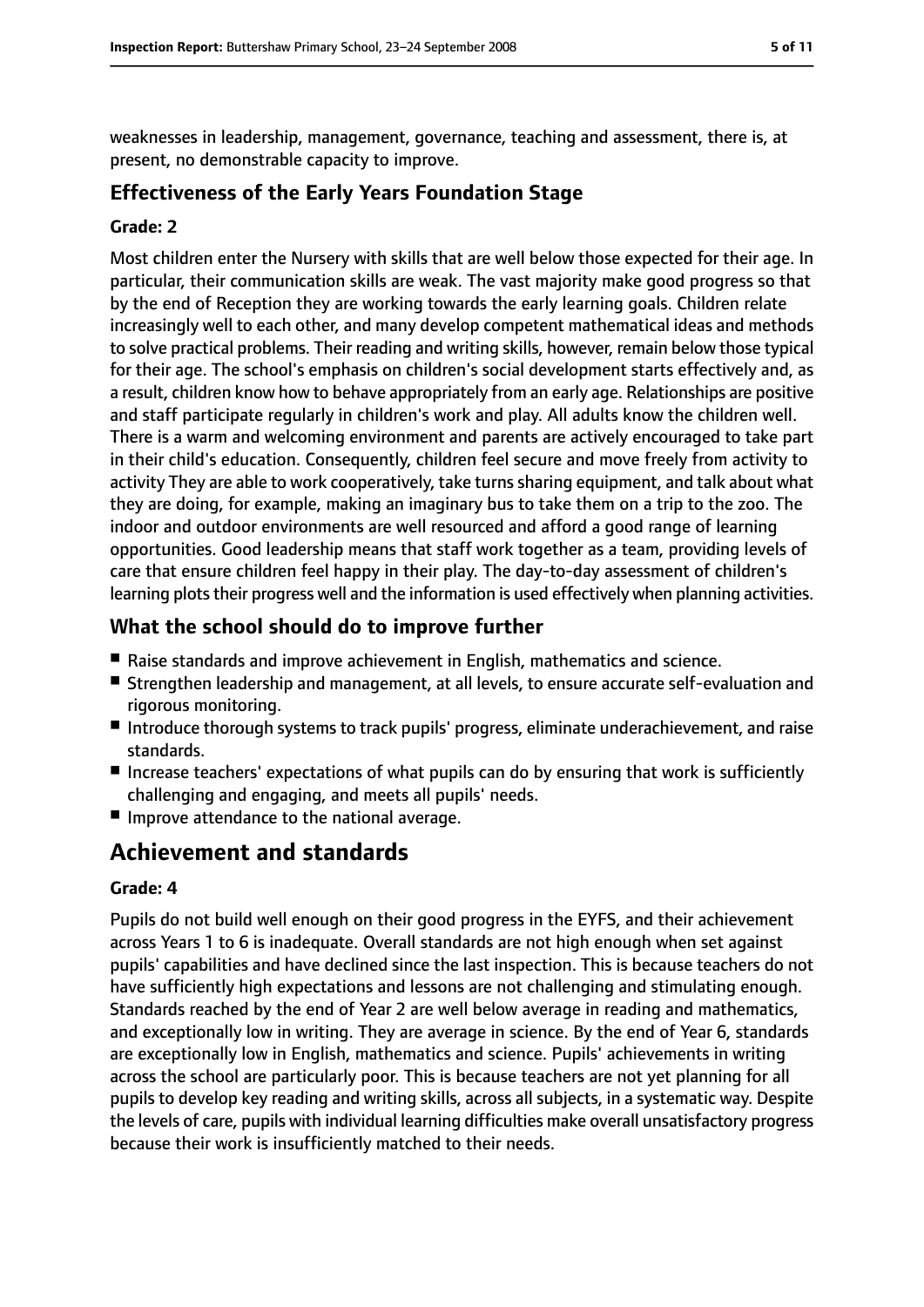weaknesses in leadership, management, governance, teaching and assessment, there is, at present, no demonstrable capacity to improve.

### Effectiveness of the Early Years Foundation Stage

#### Grade: 2

Most children enter the Nursery with skills that are well below those expected for their age. In particular, their communication skills are weak. The vast majority make good progress so that by the end of Reception they are working towards the early learning goals. Children relate increasingly well to each other, and many develop competent mathematical ideas and methods to solve practical problems. Their reading and writing skills, however, remain below those typical for their age. The school's emphasis on children's social development starts effectively and, as a result, children know how to behave appropriately from an early age. Relationships are positive and staff participate regularly in children's work and play. All adults know the children well. There is a warm and welcoming environment and parents are actively encouraged to take part in their child's education. Consequently, children feel secure and move freely from activity to activity They are able to work cooperatively, take turns sharing equipment, and talk about what they are doing, for example, making an imaginary bus to take them on a trip to the zoo. The indoor and outdoor environments are well resourced and afford a good range of learning opportunities. Good leadership means that staff work together as a team, providing levels of care that ensure children feel happy in their play. The day-to-day assessment of children's learning plots their progress well and the information is used effectively when planning activities.

### What the school should do to improve further

- Raise standards and improve achievement in English, mathematics and science.
- Strengthen leadership and management, at all levels, to ensure accurate self-evaluation and rigorous monitoring.
- Introduce thorough systems to track pupils' progress, eliminate underachievement, and raise standards.
- Increase teachers' expectations of what pupils can do by ensuring that work is sufficiently challenging and engaging, and meets all pupils' needs.
- Improve attendance to the national average.

## Achievement and standards

#### Grade: 4

Pupils do not build well enough on their good progress in the EYFS, and their achievement across Years 1 to 6 is inadequate. Overall standards are not high enough when set against pupils' capabilities and have declined since the last inspection. This is because teachers do not have sufficiently high expectations and lessons are not challenging and stimulating enough. Standards reached by the end of Year 2 are well below average in reading and mathematics, and exceptionally low in writing. They are average in science. By the end of Year 6, standards are exceptionally low in English, mathematics and science. Pupils' achievements in writing across the school are particularly poor. This is because teachers are not yet planning for all pupils to develop key reading and writing skills, across all subjects, in a systematic way. Despite the levels of care, pupils with individual learning difficulties make overall unsatisfactory progress because their work is insufficiently matched to their needs.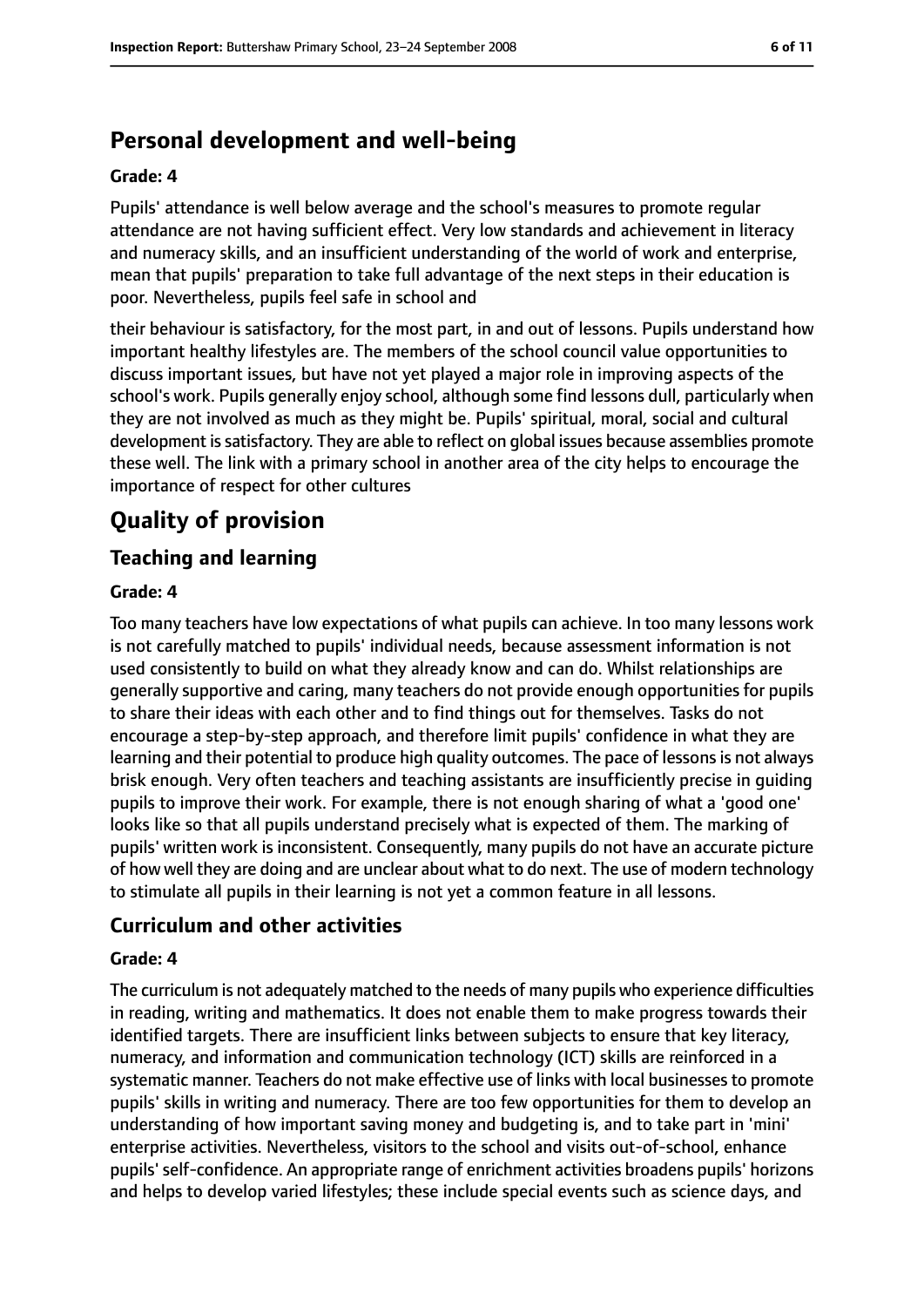## Personal development and well-being

**Grade: 4**

Pupils' attendance is well below average and the school's measures to promote regular attendance are not having sufficient effect. Very low standards and achievement in literacy and numeracy skills, and an insufficient understanding of the world of work and enterprise, mean that pupils' preparation to take full advantage of the next steps in their education is poor. Nevertheless, pupils feel safe in school and

their behaviour is satisfactory, for the most part, in and out of lessons. Pupils understand how important healthy lifestyles are. The members of the school council value opportunities to discuss important issues, but have not yet played a major role in improving aspects of the school's work. Pupils generally enjoy school, although some find lessons dull, particularly when they are not involved as much as they might be. Pupils' spiritual, moral, social and cultural development is satisfactory. They are able to reflect on global issues because assemblies promote these well. The link with a primary school in another area of the city helps to encourage the importance of respect for other cultures

# Quality of provision

## Teaching and learning

**Grade: 4**

Too many teachers have low expectations of what pupils can achieve. In too many lessons work is not carefully matched to pupils' individual needs, because assessment information is not used consistently to build on what they already know and can do. Whilst relationships are generally supportive and caring, many teachers do not provide enough opportunities for pupils to share their ideas with each other and to find things out for themselves. Tasks do not encourage a step-by-step approach, and therefore limit pupils' confidence in what they are learning and their potential to produce high quality outcomes. The pace of lessons is not always brisk enough. Very often teachers and teaching assistants are insufficiently precise in guiding pupils to improve their work. For example, there is not enough sharing of what a 'good one' looks like so that all pupils understand precisely what is expected of them. The marking of pupils' written work is inconsistent. Consequently, many pupils do not have an accurate picture of how well they are doing and are unclear about what to do next. The use of modern technology to stimulate all pupils in their learning is not yet a common feature in all lessons.

## Curriculum and other activities

**Grade: 4**

The curriculum is not adequately matched to the needs of many pupils who experience difficulties in reading, writing and mathematics. It does not enable them to make progress towards their identified targets. There are insufficient links between subjects to ensure that key literacy, numeracy, and information and communication technology (ICT) skills are reinforced in a systematic manner. Teachers do not make effective use of links with local businesses to promote pupils' skills in writing and numeracy. There are too few opportunities for them to develop an understanding of how important saving money and budgeting is, and to take part in 'mini' enterprise activities. Nevertheless, visitors to the school and visits out-of-school, enhance pupils' self-confidence. An appropriate range of enrichment activities broadens pupils' horizons and helps to develop varied lifestyles; these include special events such as science days, and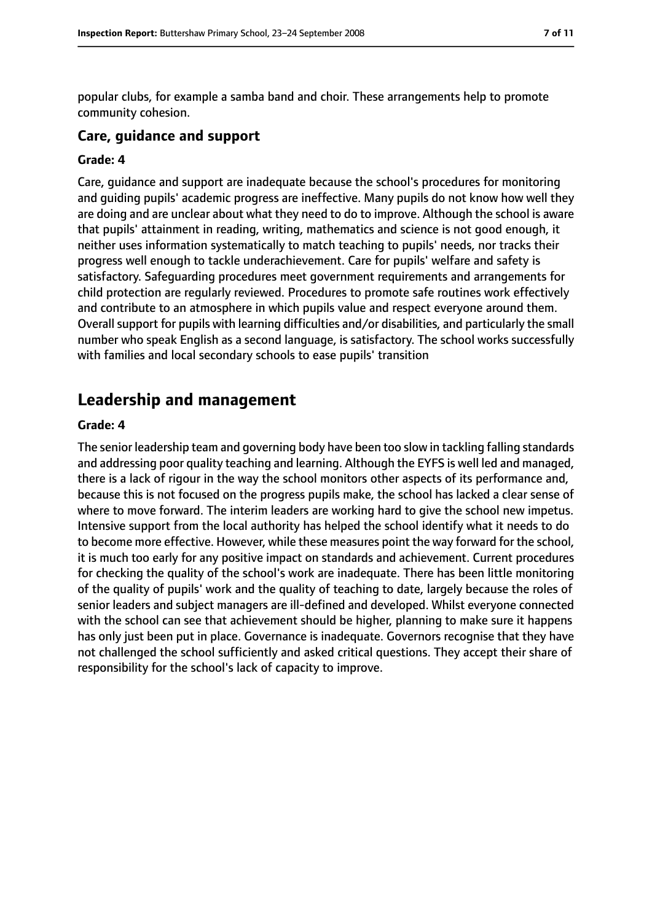popular clubs, for example a samba band and choir. These arrangements help to promote community cohesion.

### Care, guidance and support

#### Grade: 4

Care, guidance and support are inadequate because the school's procedures for monitoring and guiding pupils' academic progress are ineffective. Many pupils do not know how well they are doing and are unclear about what they need to do to improve. Although the school is aware that pupils' attainment in reading, writing, mathematics and science is not good enough, it neither uses information systematically to match teaching to pupils' needs, nor tracks their progress well enough to tackle underachievement. Care for pupils' welfare and safety is satisfactory. Safeguarding procedures meet government requirements and arrangements for child protection are regularly reviewed. Procedures to promote safe routines work effectively and contribute to an atmosphere in which pupils value and respect everyone around them. Overall support for pupils with learning difficulties and/or disabilities, and particularly the small number who speak English as a second language, is satisfactory. The school works successfully with families and local secondary schools to ease pupils' transition

## Leadership and management

#### Grade: 4

The senior leadership team and governing body have been too slow in tackling falling standards and addressing poor quality teaching and learning. Although the EYFS is well led and managed, there is a lack of rigour in the way the school monitors other aspects of its performance and, because this is not focused on the progress pupils make, the school has lacked a clear sense of where to move forward. The interim leaders are working hard to give the school new impetus. Intensive support from the local authority has helped the school identify what it needs to do to become more effective. However, while these measures point the way forward for the school, it is much too early for any positive impact on standards and achievement. Current procedures for checking the quality of the school's work are inadequate. There has been little monitoring of the quality of pupils' work and the quality of teaching to date, largely because the roles of senior leaders and subject managers are ill-defined and developed. Whilst everyone connected with the school can see that achievement should be higher, planning to make sure it happens has only just been put in place. Governance is inadequate. Governors recognise that they have not challenged the school sufficiently and asked critical questions. They accept their share of responsibility for the school's lack of capacity to improve.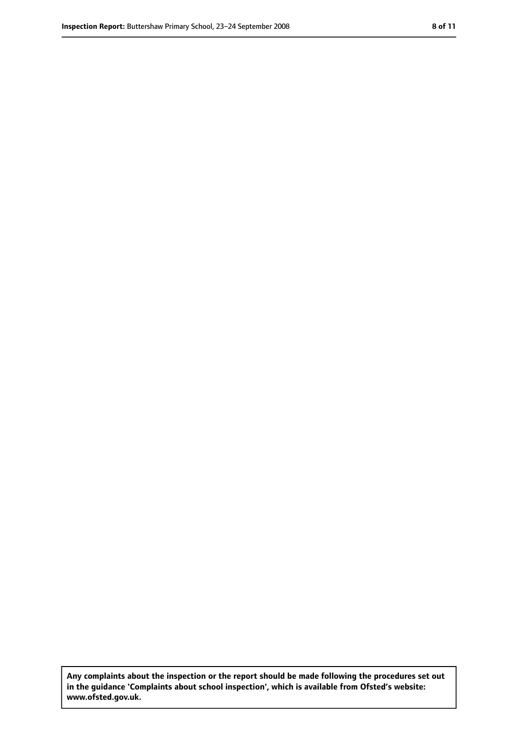**Any complaints about the inspection or the report should be made following the procedures set out in the guidance 'Complaints about school inspection', which is available from Ofsted's website: www.ofsted.gov.uk.**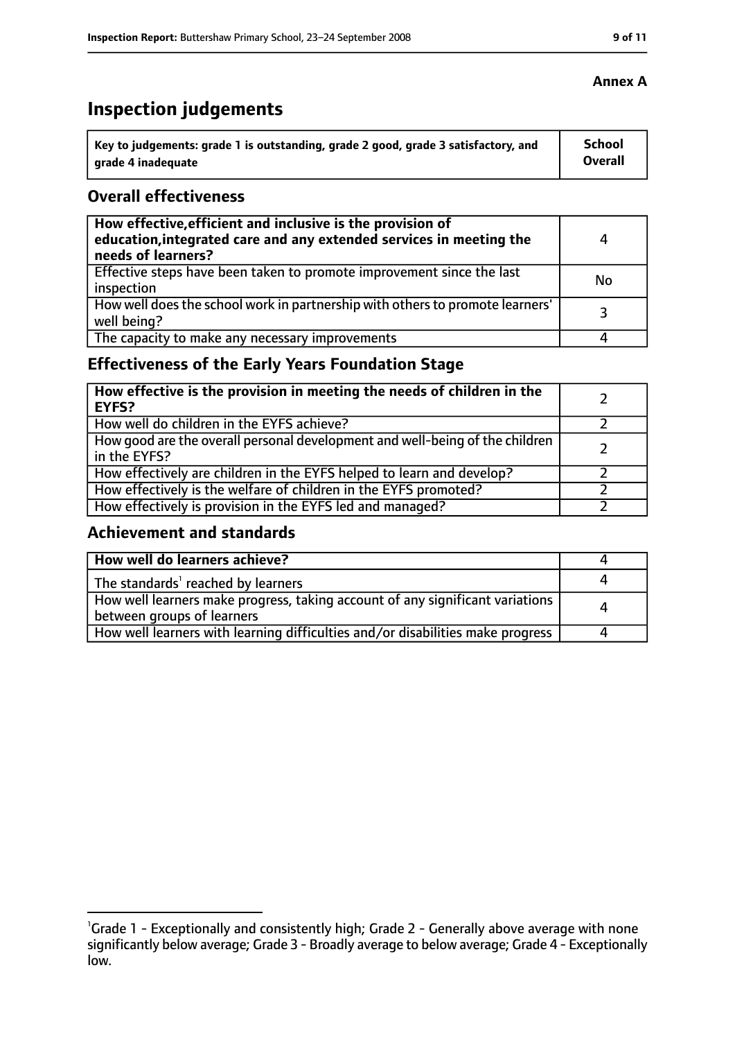**Annex A**

# Inspection judgements

| Key to judgements: grade 1 is outstanding, grade 2 good, grade 3 satisfactory, and grade 4 inadequate | School Overall |
|---|---|

## Overall effectiveness

| | |
|---|---|
| **How effective, efficient and inclusive is the provision of education, integrated care and any extended services in meeting the needs of learners?** | 4 |
| Effective steps have been taken to promote improvement since the last inspection | No |
| How well does the school work in partnership with others to promote learners' well being? | 3 |
| The capacity to make any necessary improvements | 4 |

## Effectiveness of the Early Years Foundation Stage

| | |
|---|---|
| **How effective is the provision in meeting the needs of children in the EYFS?** | 2 |
| How well do children in the EYFS achieve? | 2 |
| How good are the overall personal development and well-being of the children in the EYFS? | 2 |
| How effectively are children in the EYFS helped to learn and develop? | 2 |
| How effectively is the welfare of children in the EYFS promoted? | 2 |
| How effectively is provision in the EYFS led and managed? | 2 |

## Achievement and standards

| | |
|---|---|
| **How well do learners achieve?** | 4 |
| The standards[1] reached by learners | 4 |
| How well learners make progress, taking account of any significant variations between groups of learners | 4 |
| How well learners with learning difficulties and/or disabilities make progress | 4 |

[1] Grade 1 - Exceptionally and consistently high; Grade 2 - Generally above average with none significantly below average; Grade 3 - Broadly average to below average; Grade 4 - Exceptionally low.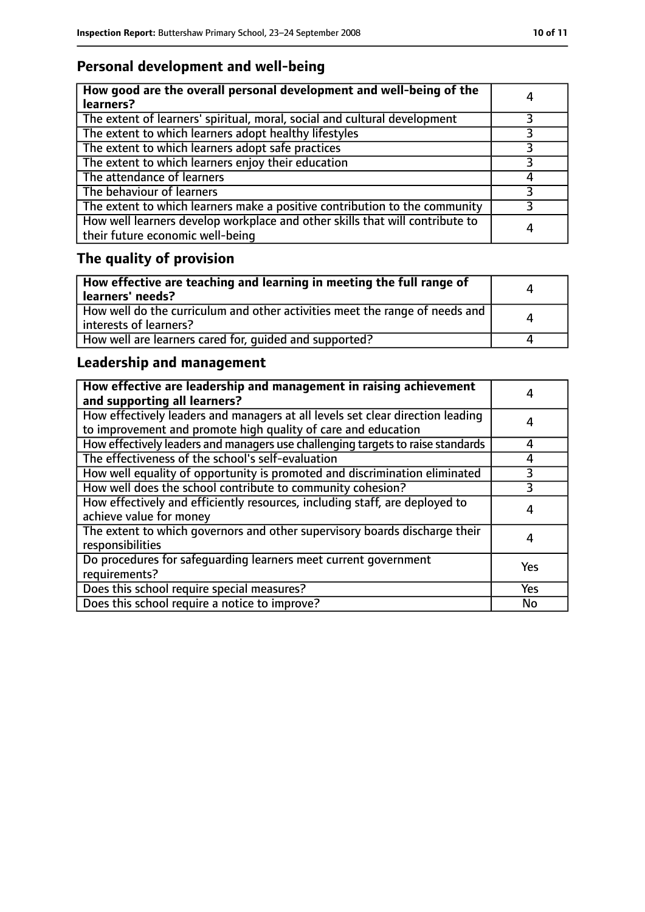## Personal development and well-being

| How good are the overall personal development and well-being of the learners? | 4 |
|---|---|
| The extent of learners' spiritual, moral, social and cultural development | 3 |
| The extent to which learners adopt healthy lifestyles | 3 |
| The extent to which learners adopt safe practices | 3 |
| The extent to which learners enjoy their education | 3 |
| The attendance of learners | 4 |
| The behaviour of learners | 3 |
| The extent to which learners make a positive contribution to the community | 3 |
| How well learners develop workplace and other skills that will contribute to their future economic well-being | 4 |

## The quality of provision

| How effective are teaching and learning in meeting the full range of learners' needs? | 4 |
|---|---|
| How well do the curriculum and other activities meet the range of needs and interests of learners? | 4 |
| How well are learners cared for, guided and supported? | 4 |

## Leadership and management

| How effective are leadership and management in raising achievement and supporting all learners? | 4 |
|---|---|
| How effectively leaders and managers at all levels set clear direction leading to improvement and promote high quality of care and education | 4 |
| How effectively leaders and managers use challenging targets to raise standards | 4 |
| The effectiveness of the school's self-evaluation | 4 |
| How well equality of opportunity is promoted and discrimination eliminated | 3 |
| How well does the school contribute to community cohesion? | 3 |
| How effectively and efficiently resources, including staff, are deployed to achieve value for money | 4 |
| The extent to which governors and other supervisory boards discharge their responsibilities | 4 |
| Do procedures for safeguarding learners meet current government requirements? | Yes |
| Does this school require special measures? | Yes |
| Does this school require a notice to improve? | No |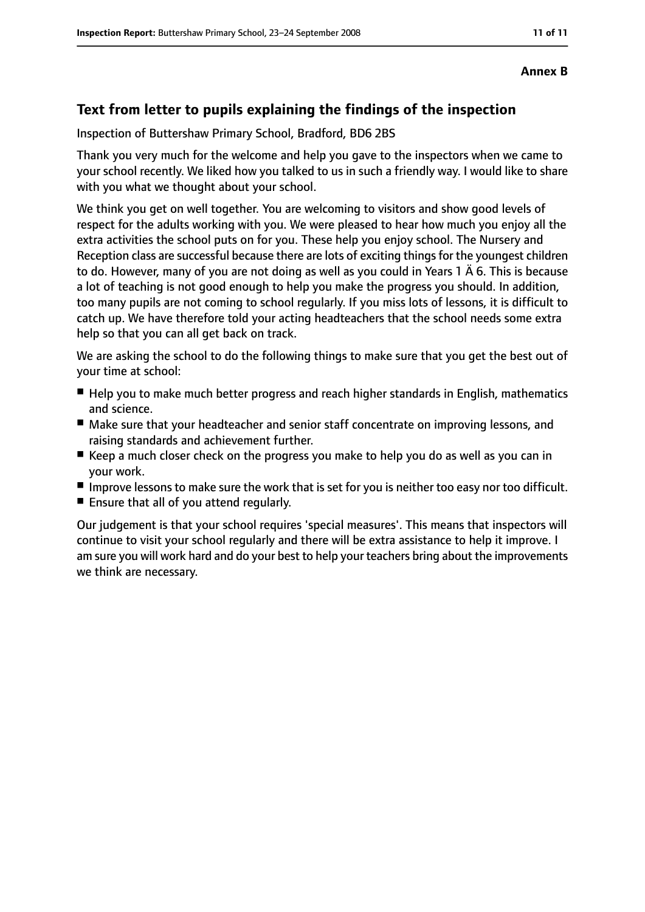**Annex B**

## Text from letter to pupils explaining the findings of the inspection

Inspection of Buttershaw Primary School, Bradford, BD6 2BS

Thank you very much for the welcome and help you gave to the inspectors when we came to your school recently. We liked how you talked to us in such a friendly way. I would like to share with you what we thought about your school.

We think you get on well together. You are welcoming to visitors and show good levels of respect for the adults working with you. We were pleased to hear how much you enjoy all the extra activities the school puts on for you. These help you enjoy school. The Nursery and Reception class are successful because there are lots of exciting things for the youngest children to do. However, many of you are not doing as well as you could in Years 1 Ä 6. This is because a lot of teaching is not good enough to help you make the progress you should. In addition, too many pupils are not coming to school regularly. If you miss lots of lessons, it is difficult to catch up. We have therefore told your acting headteachers that the school needs some extra help so that you can all get back on track.

We are asking the school to do the following things to make sure that you get the best out of your time at school:

- Help you to make much better progress and reach higher standards in English, mathematics and science.
- Make sure that your headteacher and senior staff concentrate on improving lessons, and raising standards and achievement further.
- Keep a much closer check on the progress you make to help you do as well as you can in your work.
- Improve lessons to make sure the work that is set for you is neither too easy nor too difficult.
- Ensure that all of you attend regularly.

Our judgement is that your school requires 'special measures'. This means that inspectors will continue to visit your school regularly and there will be extra assistance to help it improve. I am sure you will work hard and do your best to help your teachers bring about the improvements we think are necessary.